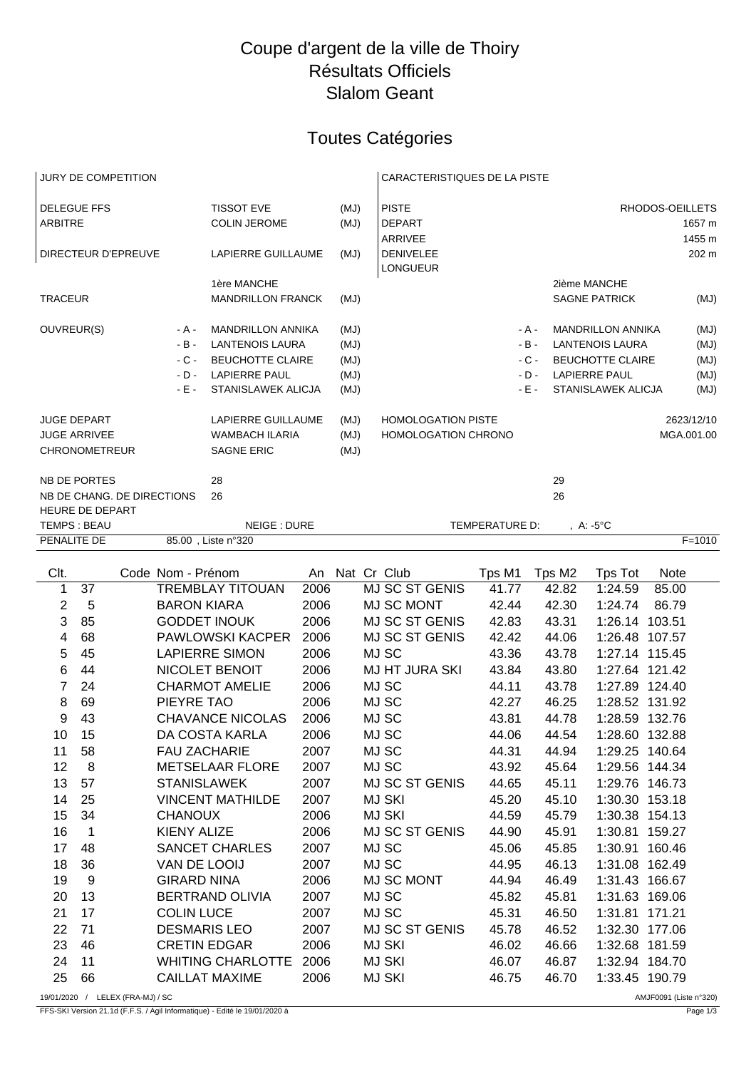# Coupe d'argent de la ville de Thoiry

## Résultats Officiels

## Slalom Geant

## Toutes Catégories

| JURY DE COMPETITION | | | | CARACTERISTIQUES DE LA PISTE | | | |
|---|---|---|---|---|---|---|---|
| DELEGUE FFS | | TISSOT EVE | (MJ) | PISTE | | | RHODOS-OEILLETS |
| ARBITRE | | COLIN JEROME | (MJ) | DEPART | | | 1657 m |
| | | | | ARRIVEE | | | 1455 m |
| DIRECTEUR D'EPREUVE | | LAPIERRE GUILLAUME | (MJ) | DENIVELEE | | | 202 m |
| | | | | LONGUEUR | | | |
| | | 1ère MANCHE | | | | 2ième MANCHE | |
| TRACEUR | | MANDRILLON FRANCK | (MJ) | | | SAGNE PATRICK | (MJ) |
| OUVREUR(S) | - A - | MANDRILLON ANNIKA | (MJ) | | - A - | MANDRILLON ANNIKA | (MJ) |
| | - B - | LANTENOIS LAURA | (MJ) | | - B - | LANTENOIS LAURA | (MJ) |
| | - C - | BEUCHOTTE CLAIRE | (MJ) | | - C - | BEUCHOTTE CLAIRE | (MJ) |
| | - D - | LAPIERRE PAUL | (MJ) | | - D - | LAPIERRE PAUL | (MJ) |
| | - E - | STANISLAWEK ALICJA | (MJ) | | - E - | STANISLAWEK ALICJA | (MJ) |
| JUGE DEPART | | LAPIERRE GUILLAUME | (MJ) | HOMOLOGATION PISTE | | | 2623/12/10 |
| JUGE ARRIVEE | | WAMBACH ILARIA | (MJ) | HOMOLOGATION CHRONO | | | MGA.001.00 |
| CHRONOMETREUR | | SAGNE ERIC | (MJ) | | | | |
| NB DE PORTES | | 28 | | | | 29 | |
| NB DE CHANG. DE DIRECTIONS | | 26 | | | | 26 | |
| HEURE DE DEPART | | | | | | | |
| TEMPS : BEAU | | NEIGE : DURE | | TEMPERATURE D: | | , A: -5°C | |
| PENALITE DE | | 85.00 , Liste n°320 | | | | | F=1010 |

| Clt. | Code | Nom - Prénom | An | Nat | Cr | Club | Tps M1 | Tps M2 | Tps Tot | Note |
|---|---|---|---|---|---|---|---|---|---|---|
| 1 | 37 | TREMBLAY TITOUAN | 2006 | | | MJ SC ST GENIS | 41.77 | 42.82 | 1:24.59 | 85.00 |
| 2 | 5 | BARON KIARA | 2006 | | | MJ SC MONT | 42.44 | 42.30 | 1:24.74 | 86.79 |
| 3 | 85 | GODDET INOUK | 2006 | | | MJ SC ST GENIS | 42.83 | 43.31 | 1:26.14 | 103.51 |
| 4 | 68 | PAWLOWSKI KACPER | 2006 | | | MJ SC ST GENIS | 42.42 | 44.06 | 1:26.48 | 107.57 |
| 5 | 45 | LAPIERRE SIMON | 2006 | | | MJ SC | 43.36 | 43.78 | 1:27.14 | 115.45 |
| 6 | 44 | NICOLET BENOIT | 2006 | | | MJ HT JURA SKI | 43.84 | 43.80 | 1:27.64 | 121.42 |
| 7 | 24 | CHARMOT AMELIE | 2006 | | | MJ SC | 44.11 | 43.78 | 1:27.89 | 124.40 |
| 8 | 69 | PIEYRE TAO | 2006 | | | MJ SC | 42.27 | 46.25 | 1:28.52 | 131.92 |
| 9 | 43 | CHAVANCE NICOLAS | 2006 | | | MJ SC | 43.81 | 44.78 | 1:28.59 | 132.76 |
| 10 | 15 | DA COSTA KARLA | 2006 | | | MJ SC | 44.06 | 44.54 | 1:28.60 | 132.88 |
| 11 | 58 | FAU ZACHARIE | 2007 | | | MJ SC | 44.31 | 44.94 | 1:29.25 | 140.64 |
| 12 | 8 | METSELAAR FLORE | 2007 | | | MJ SC | 43.92 | 45.64 | 1:29.56 | 144.34 |
| 13 | 57 | STANISLAWEK | 2007 | | | MJ SC ST GENIS | 44.65 | 45.11 | 1:29.76 | 146.73 |
| 14 | 25 | VINCENT MATHILDE | 2007 | | | MJ SKI | 45.20 | 45.10 | 1:30.30 | 153.18 |
| 15 | 34 | CHANOUX | 2006 | | | MJ SKI | 44.59 | 45.79 | 1:30.38 | 154.13 |
| 16 | 1 | KIENY ALIZE | 2006 | | | MJ SC ST GENIS | 44.90 | 45.91 | 1:30.81 | 159.27 |
| 17 | 48 | SANCET CHARLES | 2007 | | | MJ SC | 45.06 | 45.85 | 1:30.91 | 160.46 |
| 18 | 36 | VAN DE LOOIJ | 2007 | | | MJ SC | 44.95 | 46.13 | 1:31.08 | 162.49 |
| 19 | 9 | GIRARD NINA | 2006 | | | MJ SC MONT | 44.94 | 46.49 | 1:31.43 | 166.67 |
| 20 | 13 | BERTRAND OLIVIA | 2007 | | | MJ SC | 45.82 | 45.81 | 1:31.63 | 169.06 |
| 21 | 17 | COLIN LUCE | 2007 | | | MJ SC | 45.31 | 46.50 | 1:31.81 | 171.21 |
| 22 | 71 | DESMARIS LEO | 2007 | | | MJ SC ST GENIS | 45.78 | 46.52 | 1:32.30 | 177.06 |
| 23 | 46 | CRETIN EDGAR | 2006 | | | MJ SKI | 46.02 | 46.66 | 1:32.68 | 181.59 |
| 24 | 11 | WHITING CHARLOTTE | 2006 | | | MJ SKI | 46.07 | 46.87 | 1:32.94 | 184.70 |
| 25 | 66 | CAILLAT MAXIME | 2006 | | | MJ SKI | 46.75 | 46.70 | 1:33.45 | 190.79 |

19/01/2020 / LELEX (FRA-MJ) / SC — AMJF0091 (Liste n°320)

FFS-SKI Version 21.1d (F.F.S. / Agil Informatique) - Edité le 19/01/2020 à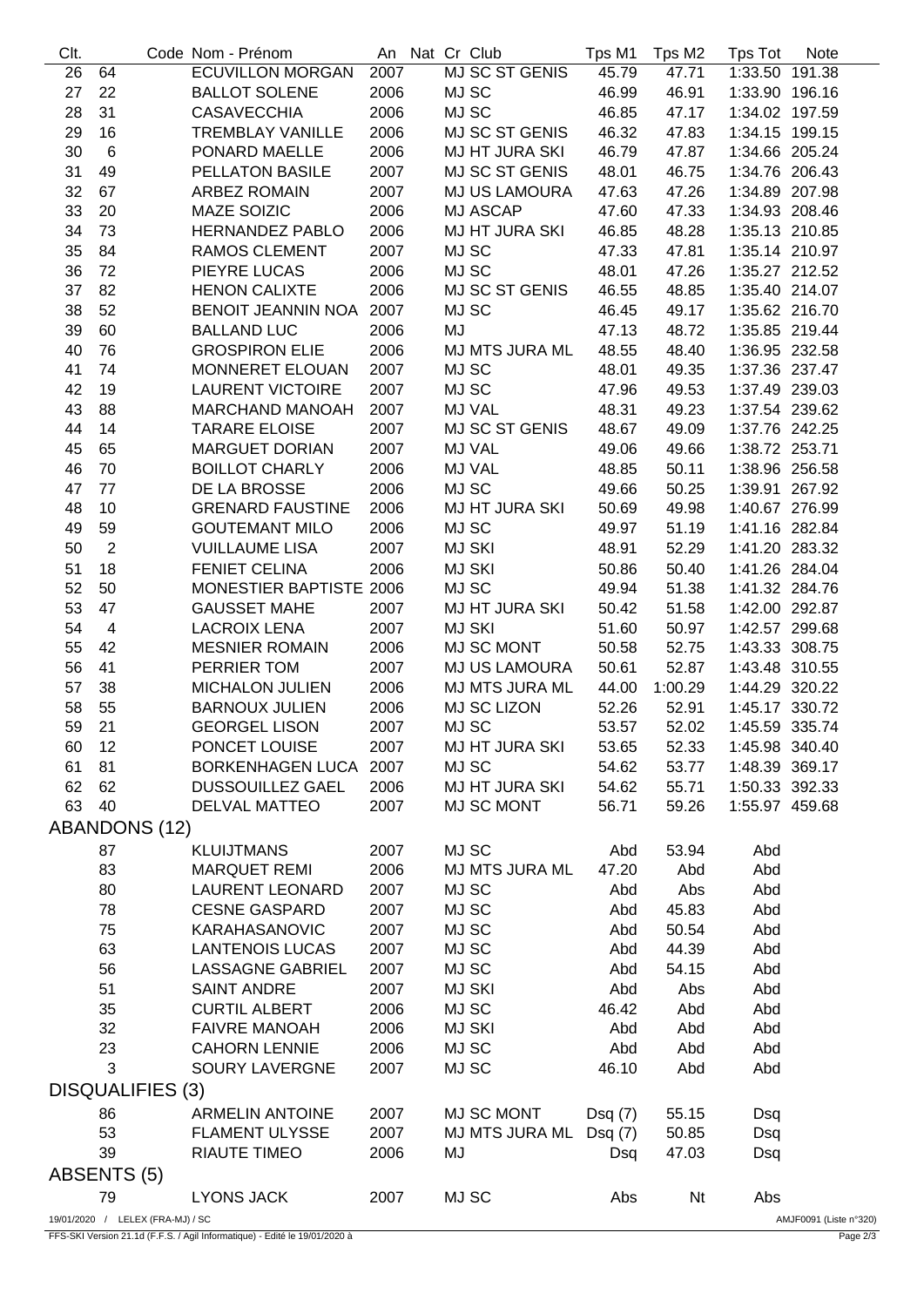| Clt. | Code | Nom - Prénom | An | Nat | Cr | Club | Tps M1 | Tps M2 | Tps Tot | Note |
|---|---|---|---|---|---|---|---|---|---|---|
| 26 | 64 | ECUVILLON MORGAN | 2007 | | | MJ SC ST GENIS | 45.79 | 47.71 | 1:33.50 | 191.38 |
| 27 | 22 | BALLOT SOLENE | 2006 | | | MJ SC | 46.99 | 46.91 | 1:33.90 | 196.16 |
| 28 | 31 | CASAVECCHIA | 2006 | | | MJ SC | 46.85 | 47.17 | 1:34.02 | 197.59 |
| 29 | 16 | TREMBLAY VANILLE | 2006 | | | MJ SC ST GENIS | 46.32 | 47.83 | 1:34.15 | 199.15 |
| 30 | 6 | PONARD MAELLE | 2006 | | | MJ HT JURA SKI | 46.79 | 47.87 | 1:34.66 | 205.24 |
| 31 | 49 | PELLATON BASILE | 2007 | | | MJ SC ST GENIS | 48.01 | 46.75 | 1:34.76 | 206.43 |
| 32 | 67 | ARBEZ ROMAIN | 2007 | | | MJ US LAMOURA | 47.63 | 47.26 | 1:34.89 | 207.98 |
| 33 | 20 | MAZE SOIZIC | 2006 | | | MJ ASCAP | 47.60 | 47.33 | 1:34.93 | 208.46 |
| 34 | 73 | HERNANDEZ PABLO | 2006 | | | MJ HT JURA SKI | 46.85 | 48.28 | 1:35.13 | 210.85 |
| 35 | 84 | RAMOS CLEMENT | 2007 | | | MJ SC | 47.33 | 47.81 | 1:35.14 | 210.97 |
| 36 | 72 | PIEYRE LUCAS | 2006 | | | MJ SC | 48.01 | 47.26 | 1:35.27 | 212.52 |
| 37 | 82 | HENON CALIXTE | 2006 | | | MJ SC ST GENIS | 46.55 | 48.85 | 1:35.40 | 214.07 |
| 38 | 52 | BENOIT JEANNIN NOA | 2007 | | | MJ SC | 46.45 | 49.17 | 1:35.62 | 216.70 |
| 39 | 60 | BALLAND LUC | 2006 | | | MJ | 47.13 | 48.72 | 1:35.85 | 219.44 |
| 40 | 76 | GROSPIRON ELIE | 2006 | | | MJ MTS JURA ML | 48.55 | 48.40 | 1:36.95 | 232.58 |
| 41 | 74 | MONNERET ELOUAN | 2007 | | | MJ SC | 48.01 | 49.35 | 1:37.36 | 237.47 |
| 42 | 19 | LAURENT VICTOIRE | 2007 | | | MJ SC | 47.96 | 49.53 | 1:37.49 | 239.03 |
| 43 | 88 | MARCHAND MANOAH | 2007 | | | MJ VAL | 48.31 | 49.23 | 1:37.54 | 239.62 |
| 44 | 14 | TARARE ELOISE | 2007 | | | MJ SC ST GENIS | 48.67 | 49.09 | 1:37.76 | 242.25 |
| 45 | 65 | MARGUET DORIAN | 2007 | | | MJ VAL | 49.06 | 49.66 | 1:38.72 | 253.71 |
| 46 | 70 | BOILLOT CHARLY | 2006 | | | MJ VAL | 48.85 | 50.11 | 1:38.96 | 256.58 |
| 47 | 77 | DE LA BROSSE | 2006 | | | MJ SC | 49.66 | 50.25 | 1:39.91 | 267.92 |
| 48 | 10 | GRENARD FAUSTINE | 2006 | | | MJ HT JURA SKI | 50.69 | 49.98 | 1:40.67 | 276.99 |
| 49 | 59 | GOUTEMANT MILO | 2006 | | | MJ SC | 49.97 | 51.19 | 1:41.16 | 282.84 |
| 50 | 2 | VUILLAUME LISA | 2007 | | | MJ SKI | 48.91 | 52.29 | 1:41.20 | 283.32 |
| 51 | 18 | FENIET CELINA | 2006 | | | MJ SKI | 50.86 | 50.40 | 1:41.26 | 284.04 |
| 52 | 50 | MONESTIER BAPTISTE | 2006 | | | MJ SC | 49.94 | 51.38 | 1:41.32 | 284.76 |
| 53 | 47 | GAUSSET MAHE | 2007 | | | MJ HT JURA SKI | 50.42 | 51.58 | 1:42.00 | 292.87 |
| 54 | 4 | LACROIX LENA | 2007 | | | MJ SKI | 51.60 | 50.97 | 1:42.57 | 299.68 |
| 55 | 42 | MESNIER ROMAIN | 2006 | | | MJ SC MONT | 50.58 | 52.75 | 1:43.33 | 308.75 |
| 56 | 41 | PERRIER TOM | 2007 | | | MJ US LAMOURA | 50.61 | 52.87 | 1:43.48 | 310.55 |
| 57 | 38 | MICHALON JULIEN | 2006 | | | MJ MTS JURA ML | 44.00 | 1:00.29 | 1:44.29 | 320.22 |
| 58 | 55 | BARNOUX JULIEN | 2006 | | | MJ SC LIZON | 52.26 | 52.91 | 1:45.17 | 330.72 |
| 59 | 21 | GEORGEL LISON | 2007 | | | MJ SC | 53.57 | 52.02 | 1:45.59 | 335.74 |
| 60 | 12 | PONCET LOUISE | 2007 | | | MJ HT JURA SKI | 53.65 | 52.33 | 1:45.98 | 340.40 |
| 61 | 81 | BORKENHAGEN LUCA | 2007 | | | MJ SC | 54.62 | 53.77 | 1:48.39 | 369.17 |
| 62 | 62 | DUSSOUILLEZ GAEL | 2006 | | | MJ HT JURA SKI | 54.62 | 55.71 | 1:50.33 | 392.33 |
| 63 | 40 | DELVAL MATTEO | 2007 | | | MJ SC MONT | 56.71 | 59.26 | 1:55.97 | 459.68 |
| **ABANDONS (12)** | | | | | | | | | | |
| | 87 | KLUIJTMANS | 2007 | | | MJ SC | Abd | 53.94 | Abd | |
| | 83 | MARQUET REMI | 2006 | | | MJ MTS JURA ML | 47.20 | Abd | Abd | |
| | 80 | LAURENT LEONARD | 2007 | | | MJ SC | Abd | Abs | Abd | |
| | 78 | CESNE GASPARD | 2007 | | | MJ SC | Abd | 45.83 | Abd | |
| | 75 | KARAHASANOVIC | 2007 | | | MJ SC | Abd | 50.54 | Abd | |
| | 63 | LANTENOIS LUCAS | 2007 | | | MJ SC | Abd | 44.39 | Abd | |
| | 56 | LASSAGNE GABRIEL | 2007 | | | MJ SC | Abd | 54.15 | Abd | |
| | 51 | SAINT ANDRE | 2007 | | | MJ SKI | Abd | Abs | Abd | |
| | 35 | CURTIL ALBERT | 2006 | | | MJ SC | 46.42 | Abd | Abd | |
| | 32 | FAIVRE MANOAH | 2006 | | | MJ SKI | Abd | Abd | Abd | |
| | 23 | CAHORN LENNIE | 2006 | | | MJ SC | Abd | Abd | Abd | |
| | 3 | SOURY LAVERGNE | 2007 | | | MJ SC | 46.10 | Abd | Abd | |
| **DISQUALIFIES (3)** | | | | | | | | | | |
| | 86 | ARMELIN ANTOINE | 2007 | | | MJ SC MONT | Dsq (7) | 55.15 | Dsq | |
| | 53 | FLAMENT ULYSSE | 2007 | | | MJ MTS JURA ML | Dsq (7) | 50.85 | Dsq | |
| | 39 | RIAUTE TIMEO | 2006 | | | MJ | Dsq | 47.03 | Dsq | |
| **ABSENTS (5)** | | | | | | | | | | |
| | 79 | LYONS JACK | 2007 | | | MJ SC | Abs | Nt | Abs | |

19/01/2020 / LELEX (FRA-MJ) / SC — AMJF0091 (Liste n°320)

FFS-SKI Version 21.1d (F.F.S. / Agil Informatique) - Edité le 19/01/2020 à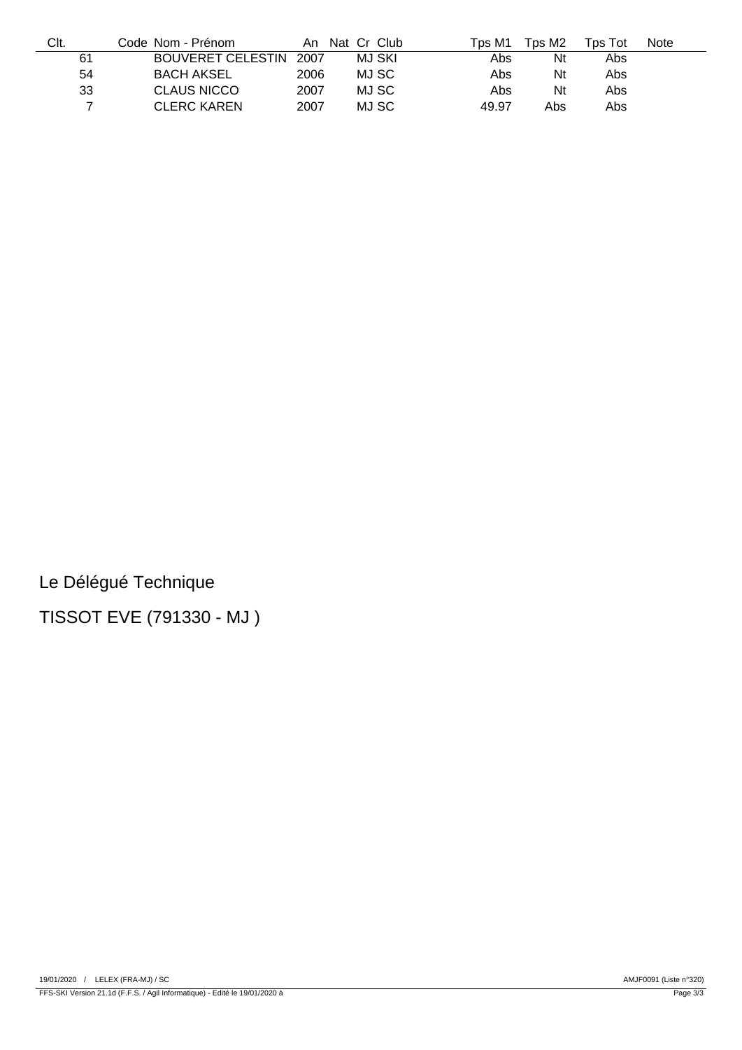| Clt. | Code | Nom - Prénom | An | Nat | Cr | Club | Tps M1 | Tps M2 | Tps Tot | Note |
|---|---|---|---|---|---|---|---|---|---|---|
| 61 | | BOUVERET CELESTIN | 2007 | | MJ | SKI | Abs | Nt | Abs | |
| 54 | | BACH AKSEL | 2006 | | MJ | SC | Abs | Nt | Abs | |
| 33 | | CLAUS NICCO | 2007 | | MJ | SC | Abs | Nt | Abs | |
| 7 | | CLERC KAREN | 2007 | | MJ | SC | 49.97 | Abs | Abs | |

Le Délégué Technique

TISSOT EVE (791330 - MJ )

19/01/2020 / LELEX (FRA-MJ) / SC

AMJF0091 (Liste n°320)

FFS-SKI Version 21.1d (F.F.S. / Agil Informatique) - Edité le 19/01/2020 à